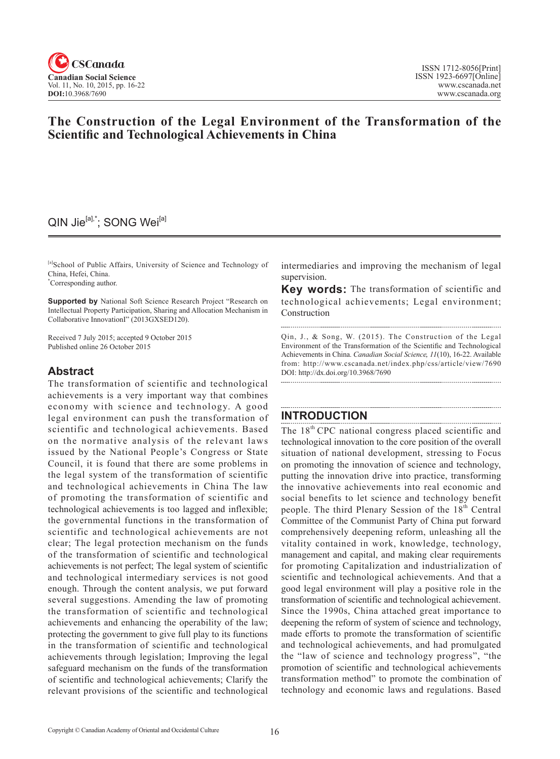# The Construction of the Legal Environment of the Transformation of the Scientific and Technological Achievements in China

QIN Jie[a],*; SONG Wei[a]

[a]School of Public Affairs, University of Science and Technology of China, Hefei, China.
*Corresponding author.

**Supported by** National Soft Science Research Project "Research on Intellectual Property Participation, Sharing and Allocation Mechanism in Collaborative InnovationI" (2013GXSED120).

Received 7 July 2015; accepted 9 October 2015
Published online 26 October 2015

## Abstract

The transformation of scientific and technological achievements is a very important way that combines economy with science and technology. A good legal environment can push the transformation of scientific and technological achievements. Based on the normative analysis of the relevant laws issued by the National People's Congress or State Council, it is found that there are some problems in the legal system of the transformation of scientific and technological achievements in China The law of promoting the transformation of scientific and technological achievements is too lagged and inflexible; the governmental functions in the transformation of scientific and technological achievements are not clear; The legal protection mechanism on the funds of the transformation of scientific and technological achievements is not perfect; The legal system of scientific and technological intermediary services is not good enough. Through the content analysis, we put forward several suggestions. Amending the law of promoting the transformation of scientific and technological achievements and enhancing the operability of the law; protecting the government to give full play to its functions in the transformation of scientific and technological achievements through legislation; Improving the legal safeguard mechanism on the funds of the transformation of scientific and technological achievements; Clarify the relevant provisions of the scientific and technological intermediaries and improving the mechanism of legal supervision.

**Key words:** The transformation of scientific and technological achievements; Legal environment; Construction

Qin, J., & Song, W. (2015). The Construction of the Legal Environment of the Transformation of the Scientific and Technological Achievements in China. *Canadian Social Science, 11*(10), 16-22. Available from: http://www.cscanada.net/index.php/css/article/view/7690
DOI: http://dx.doi.org/10.3968/7690

## INTRODUCTION

The 18th CPC national congress placed scientific and technological innovation to the core position of the overall situation of national development, stressing to Focus on promoting the innovation of science and technology, putting the innovation drive into practice, transforming the innovative achievements into real economic and social benefits to let science and technology benefit people. The third Plenary Session of the 18th Central Committee of the Communist Party of China put forward comprehensively deepening reform, unleashing all the vitality contained in work, knowledge, technology, management and capital, and making clear requirements for promoting Capitalization and industrialization of scientific and technological achievements. And that a good legal environment will play a positive role in the transformation of scientific and technological achievement. Since the 1990s, China attached great importance to deepening the reform of system of science and technology, made efforts to promote the transformation of scientific and technological achievements, and had promulgated the "law of science and technology progress", "the promotion of scientific and technological achievements transformation method" to promote the combination of technology and economic laws and regulations. Based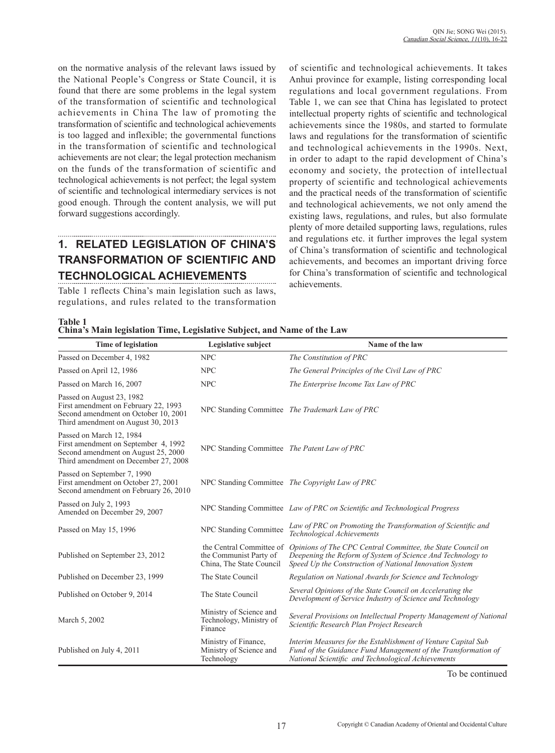on the normative analysis of the relevant laws issued by the National People's Congress or State Council, it is found that there are some problems in the legal system of the transformation of scientific and technological achievements in China The law of promoting the transformation of scientific and technological achievements is too lagged and inflexible; the governmental functions in the transformation of scientific and technological achievements are not clear; the legal protection mechanism on the funds of the transformation of scientific and technological achievements is not perfect; the legal system of scientific and technological intermediary services is not good enough. Through the content analysis, we will put forward suggestions accordingly.

## 1. RELATED LEGISLATION OF CHINA'S TRANSFORMATION OF SCIENTIFIC AND TECHNOLOGICAL ACHIEVEMENTS

Table 1 reflects China's main legislation such as laws, regulations, and rules related to the transformation of scientific and technological achievements. It takes Anhui province for example, listing corresponding local regulations and local government regulations. From Table 1, we can see that China has legislated to protect intellectual property rights of scientific and technological achievements since the 1980s, and started to formulate laws and regulations for the transformation of scientific and technological achievements in the 1990s. Next, in order to adapt to the rapid development of China's economy and society, the protection of intellectual property of scientific and technological achievements and the practical needs of the transformation of scientific and technological achievements, we not only amend the existing laws, regulations, and rules, but also formulate plenty of more detailed supporting laws, regulations, rules and regulations etc. it further improves the legal system of China's transformation of scientific and technological achievements, and becomes an important driving force for China's transformation of scientific and technological achievements.

**Table 1**
**China's Main legislation Time, Legislative Subject, and Name of the Law**

| Time of legislation | Legislative subject | Name of the law |
|---|---|---|
| Passed on December 4, 1982 | NPC | *The Constitution of PRC* |
| Passed on April 12, 1986 | NPC | *The General Principles of the Civil Law of PRC* |
| Passed on March 16, 2007 | NPC | *The Enterprise Income Tax Law of PRC* |
| Passed on August 23, 1982<br>First amendment on February 22, 1993<br>Second amendment on October 10, 2001<br>Third amendment on August 30, 2013 | NPC Standing Committee | *The Trademark Law of PRC* |
| Passed on March 12, 1984<br>First amendment on September 4, 1992<br>Second amendment on August 25, 2000<br>Third amendment on December 27, 2008 | NPC Standing Committee | *The Patent Law of PRC* |
| Passed on September 7, 1990<br>First amendment on October 27, 2001<br>Second amendment on February 26, 2010 | NPC Standing Committee | *The Copyright Law of PRC* |
| Passed on July 2, 1993<br>Amended on December 29, 2007 | NPC Standing Committee | *Law of PRC on Scientific and Technological Progress* |
| Passed on May 15, 1996 | NPC Standing Committee | *Law of PRC on Promoting the Transformation of Scientific and Technological Achievements* |
| Published on September 23, 2012 | the Central Committee of the Communist Party of China, The State Council | *Opinions of The CPC Central Committee, the State Council on Deepening the Reform of System of Science And Technology to Speed Up the Construction of National Innovation System* |
| Published on December 23, 1999 | The State Council | *Regulation on National Awards for Science and Technology* |
| Published on October 9, 2014 | The State Council | *Several Opinions of the State Council on Accelerating the Development of Service Industry of Science and Technology* |
| March 5, 2002 | Ministry of Science and Technology, Ministry of Finance | *Several Provisions on Intellectual Property Management of National Scientific Research Plan Project Research* |
| Published on July 4, 2011 | Ministry of Finance, Ministry of Science and Technology | *Interim Measures for the Establishment of Venture Capital Sub Fund of the Guidance Fund Management of the Transformation of National Scientific and Technological Achievements* |

To be continued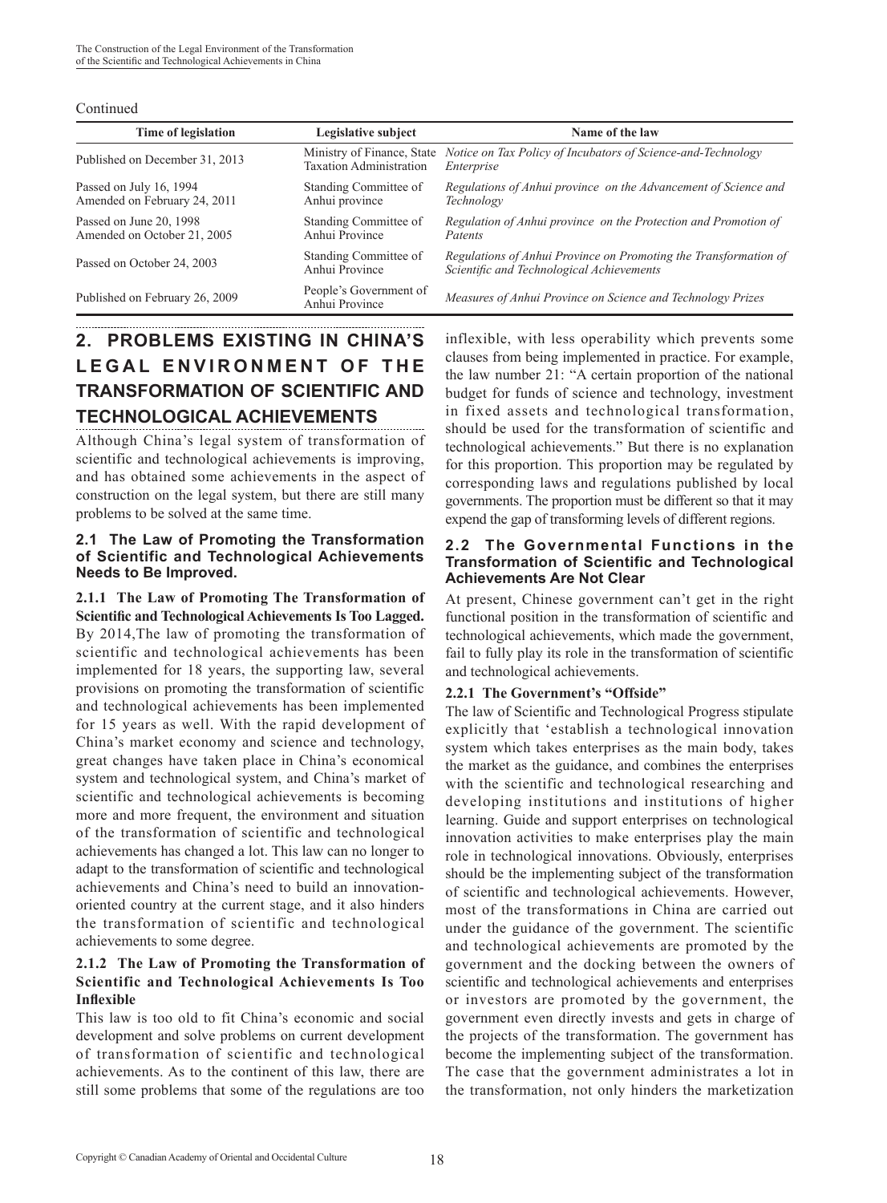Continued

| Time of legislation | Legislative subject | Name of the law |
|---|---|---|
| Published on December 31, 2013 | Ministry of Finance, State Taxation Administration | *Notice on Tax Policy of Incubators of Science-and-Technology Enterprise* |
| Passed on July 16, 1994<br>Amended on February 24, 2011 | Standing Committee of Anhui province | *Regulations of Anhui province on the Advancement of Science and Technology* |
| Passed on June 20, 1998<br>Amended on October 21, 2005 | Standing Committee of Anhui Province | *Regulation of Anhui province on the Protection and Promotion of Patents* |
| Passed on October 24, 2003 | Standing Committee of Anhui Province | *Regulations of Anhui Province on Promoting the Transformation of Scientific and Technological Achievements* |
| Published on February 26, 2009 | People's Government of Anhui Province | *Measures of Anhui Province on Science and Technology Prizes* |

## 2. PROBLEMS EXISTING IN CHINA'S LEGAL ENVIRONMENT OF THE TRANSFORMATION OF SCIENTIFIC AND TECHNOLOGICAL ACHIEVEMENTS

Although China's legal system of transformation of scientific and technological achievements is improving, and has obtained some achievements in the aspect of construction on the legal system, but there are still many problems to be solved at the same time.

### 2.1 The Law of Promoting the Transformation of Scientific and Technological Achievements Needs to Be Improved.

**2.1.1 The Law of Promoting The Transformation of Scientific and Technological Achievements Is Too Lagged.**

By 2014,The law of promoting the transformation of scientific and technological achievements has been implemented for 18 years, the supporting law, several provisions on promoting the transformation of scientific and technological achievements has been implemented for 15 years as well. With the rapid development of China's market economy and science and technology, great changes have taken place in China's economical system and technological system, and China's market of scientific and technological achievements is becoming more and more frequent, the environment and situation of the transformation of scientific and technological achievements has changed a lot. This law can no longer to adapt to the transformation of scientific and technological achievements and China's need to build an innovation-oriented country at the current stage, and it also hinders the transformation of scientific and technological achievements to some degree.

**2.1.2 The Law of Promoting the Transformation of Scientific and Technological Achievements Is Too Inflexible**

This law is too old to fit China's economic and social development and solve problems on current development of transformation of scientific and technological achievements. As to the continent of this law, there are still some problems that some of the regulations are too inflexible, with less operability which prevents some clauses from being implemented in practice. For example, the law number 21: "A certain proportion of the national budget for funds of science and technology, investment in fixed assets and technological transformation, should be used for the transformation of scientific and technological achievements." But there is no explanation for this proportion. This proportion may be regulated by corresponding laws and regulations published by local governments. The proportion must be different so that it may expend the gap of transforming levels of different regions.

### 2.2 The Governmental Functions in the Transformation of Scientific and Technological Achievements Are Not Clear

At present, Chinese government can't get in the right functional position in the transformation of scientific and technological achievements, which made the government, fail to fully play its role in the transformation of scientific and technological achievements.

**2.2.1 The Government's "Offside"**

The law of Scientific and Technological Progress stipulate explicitly that 'establish a technological innovation system which takes enterprises as the main body, takes the market as the guidance, and combines the enterprises with the scientific and technological researching and developing institutions and institutions of higher learning. Guide and support enterprises on technological innovation activities to make enterprises play the main role in technological innovations. Obviously, enterprises should be the implementing subject of the transformation of scientific and technological achievements. However, most of the transformations in China are carried out under the guidance of the government. The scientific and technological achievements are promoted by the government and the docking between the owners of scientific and technological achievements and enterprises or investors are promoted by the government, the government even directly invests and gets in charge of the projects of the transformation. The government has become the implementing subject of the transformation. The case that the government administrates a lot in the transformation, not only hinders the marketization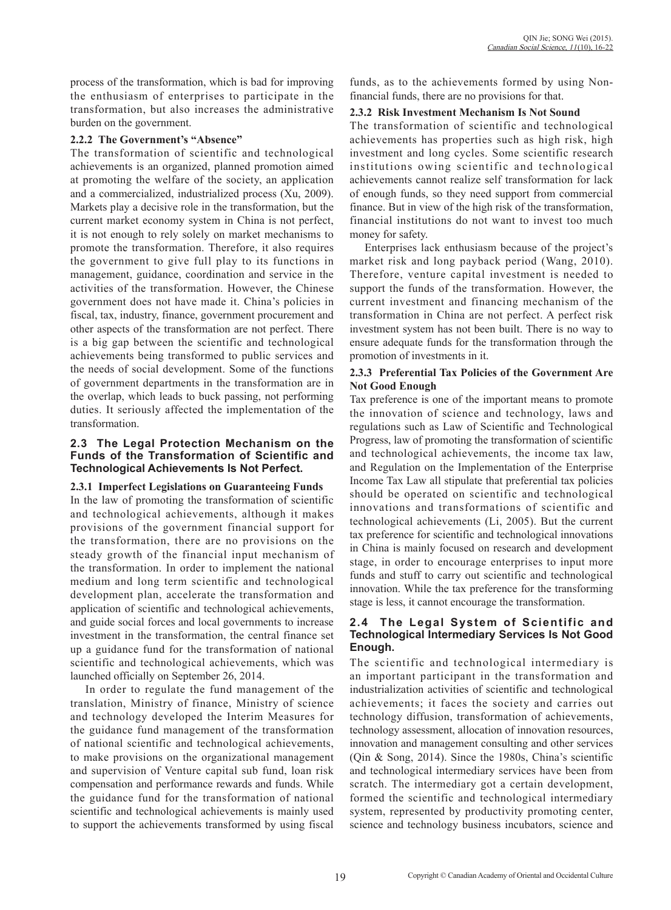process of the transformation, which is bad for improving the enthusiasm of enterprises to participate in the transformation, but also increases the administrative burden on the government.

#### 2.2.2 The Government's "Absence"

The transformation of scientific and technological achievements is an organized, planned promotion aimed at promoting the welfare of the society, an application and a commercialized, industrialized process (Xu, 2009). Markets play a decisive role in the transformation, but the current market economy system in China is not perfect, it is not enough to rely solely on market mechanisms to promote the transformation. Therefore, it also requires the government to give full play to its functions in management, guidance, coordination and service in the activities of the transformation. However, the Chinese government does not have made it. China's policies in fiscal, tax, industry, finance, government procurement and other aspects of the transformation are not perfect. There is a big gap between the scientific and technological achievements being transformed to public services and the needs of social development. Some of the functions of government departments in the transformation are in the overlap, which leads to buck passing, not performing duties. It seriously affected the implementation of the transformation.

### 2.3 The Legal Protection Mechanism on the Funds of the Transformation of Scientific and Technological Achievements Is Not Perfect.

#### 2.3.1 Imperfect Legislations on Guaranteeing Funds

In the law of promoting the transformation of scientific and technological achievements, although it makes provisions of the government financial support for the transformation, there are no provisions on the steady growth of the financial input mechanism of the transformation. In order to implement the national medium and long term scientific and technological development plan, accelerate the transformation and application of scientific and technological achievements, and guide social forces and local governments to increase investment in the transformation, the central finance set up a guidance fund for the transformation of national scientific and technological achievements, which was launched officially on September 26, 2014.

In order to regulate the fund management of the translation, Ministry of finance, Ministry of science and technology developed the Interim Measures for the guidance fund management of the transformation of national scientific and technological achievements, to make provisions on the organizational management and supervision of Venture capital sub fund, loan risk compensation and performance rewards and funds. While the guidance fund for the transformation of national scientific and technological achievements is mainly used to support the achievements transformed by using fiscal funds, as to the achievements formed by using Non-financial funds, there are no provisions for that.

#### 2.3.2 Risk Investment Mechanism Is Not Sound

The transformation of scientific and technological achievements has properties such as high risk, high investment and long cycles. Some scientific research institutions owing scientific and technological achievements cannot realize self transformation for lack of enough funds, so they need support from commercial finance. But in view of the high risk of the transformation, financial institutions do not want to invest too much money for safety.

Enterprises lack enthusiasm because of the project's market risk and long payback period (Wang, 2010). Therefore, venture capital investment is needed to support the funds of the transformation. However, the current investment and financing mechanism of the transformation in China are not perfect. A perfect risk investment system has not been built. There is no way to ensure adequate funds for the transformation through the promotion of investments in it.

#### 2.3.3 Preferential Tax Policies of the Government Are Not Good Enough

Tax preference is one of the important means to promote the innovation of science and technology, laws and regulations such as Law of Scientific and Technological Progress, law of promoting the transformation of scientific and technological achievements, the income tax law, and Regulation on the Implementation of the Enterprise Income Tax Law all stipulate that preferential tax policies should be operated on scientific and technological innovations and transformations of scientific and technological achievements (Li, 2005). But the current tax preference for scientific and technological innovations in China is mainly focused on research and development stage, in order to encourage enterprises to input more funds and stuff to carry out scientific and technological innovation. While the tax preference for the transforming stage is less, it cannot encourage the transformation.

### 2.4 The Legal System of Scientific and Technological Intermediary Services Is Not Good Enough.

The scientific and technological intermediary is an important participant in the transformation and industrialization activities of scientific and technological achievements; it faces the society and carries out technology diffusion, transformation of achievements, technology assessment, allocation of innovation resources, innovation and management consulting and other services (Qin & Song, 2014). Since the 1980s, China's scientific and technological intermediary services have been from scratch. The intermediary got a certain development, formed the scientific and technological intermediary system, represented by productivity promoting center, science and technology business incubators, science and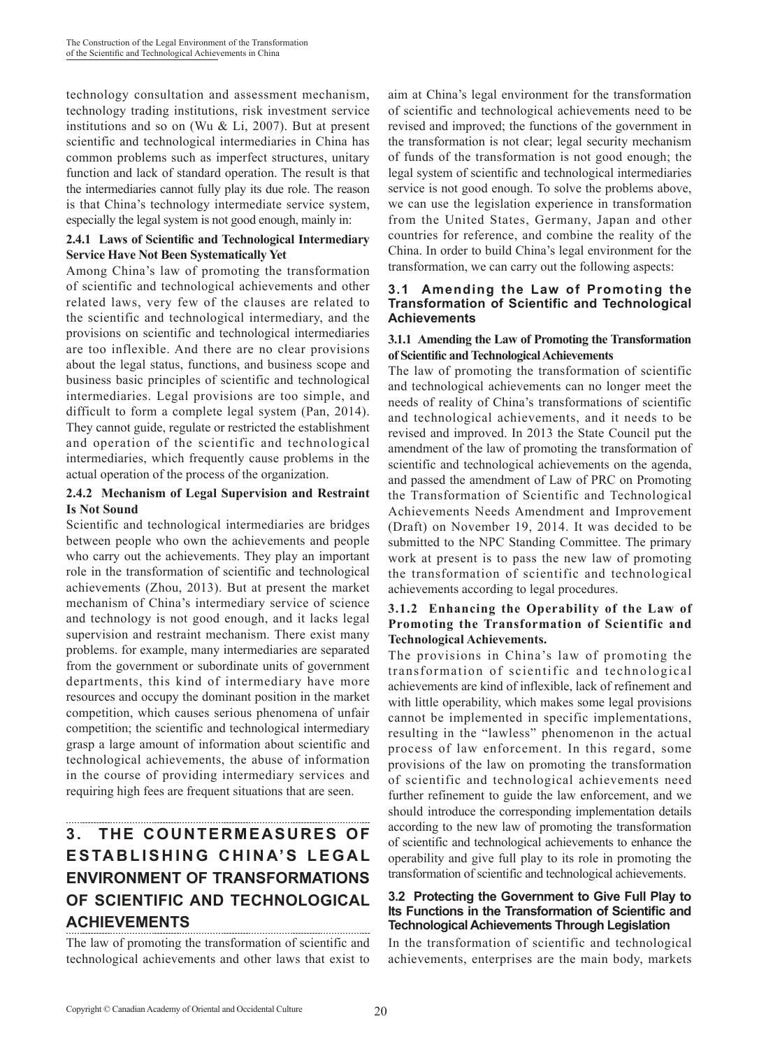technology consultation and assessment mechanism, technology trading institutions, risk investment service institutions and so on (Wu & Li, 2007). But at present scientific and technological intermediaries in China has common problems such as imperfect structures, unitary function and lack of standard operation. The result is that the intermediaries cannot fully play its due role. The reason is that China's technology intermediate service system, especially the legal system is not good enough, mainly in:

#### 2.4.1 Laws of Scientific and Technological Intermediary Service Have Not Been Systematically Yet

Among China's law of promoting the transformation of scientific and technological achievements and other related laws, very few of the clauses are related to the scientific and technological intermediary, and the provisions on scientific and technological intermediaries are too inflexible. And there are no clear provisions about the legal status, functions, and business scope and business basic principles of scientific and technological intermediaries. Legal provisions are too simple, and difficult to form a complete legal system (Pan, 2014). They cannot guide, regulate or restricted the establishment and operation of the scientific and technological intermediaries, which frequently cause problems in the actual operation of the process of the organization.

#### 2.4.2 Mechanism of Legal Supervision and Restraint Is Not Sound

Scientific and technological intermediaries are bridges between people who own the achievements and people who carry out the achievements. They play an important role in the transformation of scientific and technological achievements (Zhou, 2013). But at present the market mechanism of China's intermediary service of science and technology is not good enough, and it lacks legal supervision and restraint mechanism. There exist many problems. for example, many intermediaries are separated from the government or subordinate units of government departments, this kind of intermediary have more resources and occupy the dominant position in the market competition, which causes serious phenomena of unfair competition; the scientific and technological intermediary grasp a large amount of information about scientific and technological achievements, the abuse of information in the course of providing intermediary services and requiring high fees are frequent situations that are seen.

## 3. THE COUNTERMEASURES OF ESTABLISHING CHINA'S LEGAL ENVIRONMENT OF TRANSFORMATIONS OF SCIENTIFIC AND TECHNOLOGICAL ACHIEVEMENTS

The law of promoting the transformation of scientific and technological achievements and other laws that exist to aim at China's legal environment for the transformation of scientific and technological achievements need to be revised and improved; the functions of the government in the transformation is not clear; legal security mechanism of funds of the transformation is not good enough; the legal system of scientific and technological intermediaries service is not good enough. To solve the problems above, we can use the legislation experience in transformation from the United States, Germany, Japan and other countries for reference, and combine the reality of the China. In order to build China's legal environment for the transformation, we can carry out the following aspects:

### 3.1 Amending the Law of Promoting the Transformation of Scientific and Technological Achievements

#### 3.1.1 Amending the Law of Promoting the Transformation of Scientific and Technological Achievements

The law of promoting the transformation of scientific and technological achievements can no longer meet the needs of reality of China's transformations of scientific and technological achievements, and it needs to be revised and improved. In 2013 the State Council put the amendment of the law of promoting the transformation of scientific and technological achievements on the agenda, and passed the amendment of Law of PRC on Promoting the Transformation of Scientific and Technological Achievements Needs Amendment and Improvement (Draft) on November 19, 2014. It was decided to be submitted to the NPC Standing Committee. The primary work at present is to pass the new law of promoting the transformation of scientific and technological achievements according to legal procedures.

#### 3.1.2 Enhancing the Operability of the Law of Promoting the Transformation of Scientific and Technological Achievements.

The provisions in China's law of promoting the transformation of scientific and technological achievements are kind of inflexible, lack of refinement and with little operability, which makes some legal provisions cannot be implemented in specific implementations, resulting in the "lawless" phenomenon in the actual process of law enforcement. In this regard, some provisions of the law on promoting the transformation of scientific and technological achievements need further refinement to guide the law enforcement, and we should introduce the corresponding implementation details according to the new law of promoting the transformation of scientific and technological achievements to enhance the operability and give full play to its role in promoting the transformation of scientific and technological achievements.

### 3.2 Protecting the Government to Give Full Play to Its Functions in the Transformation of Scientific and Technological Achievements Through Legislation

In the transformation of scientific and technological achievements, enterprises are the main body, markets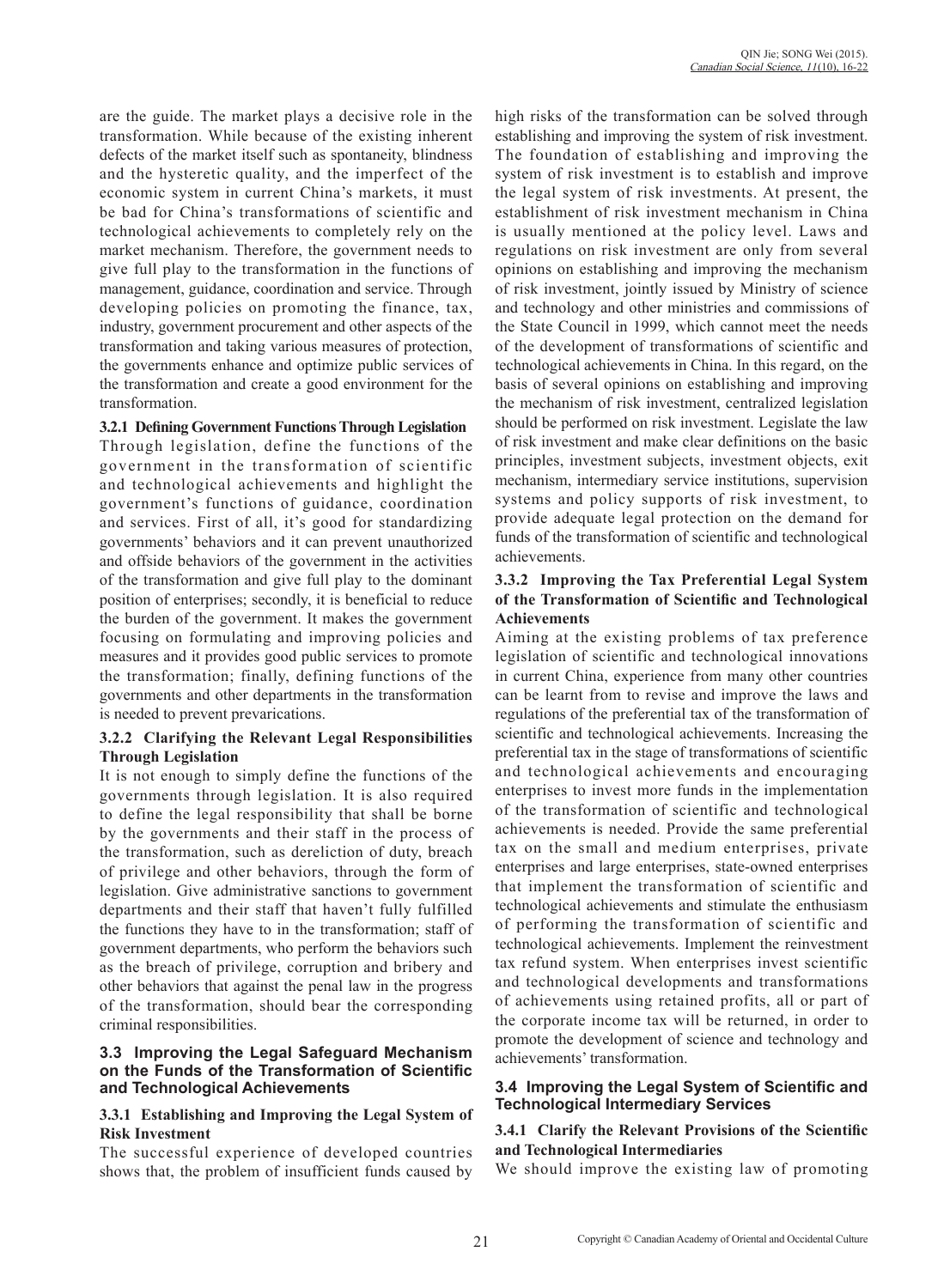are the guide. The market plays a decisive role in the transformation. While because of the existing inherent defects of the market itself such as spontaneity, blindness and the hysteretic quality, and the imperfect of the economic system in current China's markets, it must be bad for China's transformations of scientific and technological achievements to completely rely on the market mechanism. Therefore, the government needs to give full play to the transformation in the functions of management, guidance, coordination and service. Through developing policies on promoting the finance, tax, industry, government procurement and other aspects of the transformation and taking various measures of protection, the governments enhance and optimize public services of the transformation and create a good environment for the transformation.

#### 3.2.1 Defining Government Functions Through Legislation

Through legislation, define the functions of the government in the transformation of scientific and technological achievements and highlight the government's functions of guidance, coordination and services. First of all, it's good for standardizing governments' behaviors and it can prevent unauthorized and offside behaviors of the government in the activities of the transformation and give full play to the dominant position of enterprises; secondly, it is beneficial to reduce the burden of the government. It makes the government focusing on formulating and improving policies and measures and it provides good public services to promote the transformation; finally, defining functions of the governments and other departments in the transformation is needed to prevent prevarications.

#### 3.2.2 Clarifying the Relevant Legal Responsibilities Through Legislation

It is not enough to simply define the functions of the governments through legislation. It is also required to define the legal responsibility that shall be borne by the governments and their staff in the process of the transformation, such as dereliction of duty, breach of privilege and other behaviors, through the form of legislation. Give administrative sanctions to government departments and their staff that haven't fully fulfilled the functions they have to in the transformation; staff of government departments, who perform the behaviors such as the breach of privilege, corruption and bribery and other behaviors that against the penal law in the progress of the transformation, should bear the corresponding criminal responsibilities.

### 3.3 Improving the Legal Safeguard Mechanism on the Funds of the Transformation of Scientific and Technological Achievements

#### 3.3.1 Establishing and Improving the Legal System of Risk Investment

The successful experience of developed countries shows that, the problem of insufficient funds caused by high risks of the transformation can be solved through establishing and improving the system of risk investment. The foundation of establishing and improving the system of risk investment is to establish and improve the legal system of risk investments. At present, the establishment of risk investment mechanism in China is usually mentioned at the policy level. Laws and regulations on risk investment are only from several opinions on establishing and improving the mechanism of risk investment, jointly issued by Ministry of science and technology and other ministries and commissions of the State Council in 1999, which cannot meet the needs of the development of transformations of scientific and technological achievements in China. In this regard, on the basis of several opinions on establishing and improving the mechanism of risk investment, centralized legislation should be performed on risk investment. Legislate the law of risk investment and make clear definitions on the basic principles, investment subjects, investment objects, exit mechanism, intermediary service institutions, supervision systems and policy supports of risk investment, to provide adequate legal protection on the demand for funds of the transformation of scientific and technological achievements.

#### 3.3.2 Improving the Tax Preferential Legal System of the Transformation of Scientific and Technological Achievements

Aiming at the existing problems of tax preference legislation of scientific and technological innovations in current China, experience from many other countries can be learnt from to revise and improve the laws and regulations of the preferential tax of the transformation of scientific and technological achievements. Increasing the preferential tax in the stage of transformations of scientific and technological achievements and encouraging enterprises to invest more funds in the implementation of the transformation of scientific and technological achievements is needed. Provide the same preferential tax on the small and medium enterprises, private enterprises and large enterprises, state-owned enterprises that implement the transformation of scientific and technological achievements and stimulate the enthusiasm of performing the transformation of scientific and technological achievements. Implement the reinvestment tax refund system. When enterprises invest scientific and technological developments and transformations of achievements using retained profits, all or part of the corporate income tax will be returned, in order to promote the development of science and technology and achievements' transformation.

### 3.4 Improving the Legal System of Scientific and Technological Intermediary Services

#### 3.4.1 Clarify the Relevant Provisions of the Scientific and Technological Intermediaries

We should improve the existing law of promoting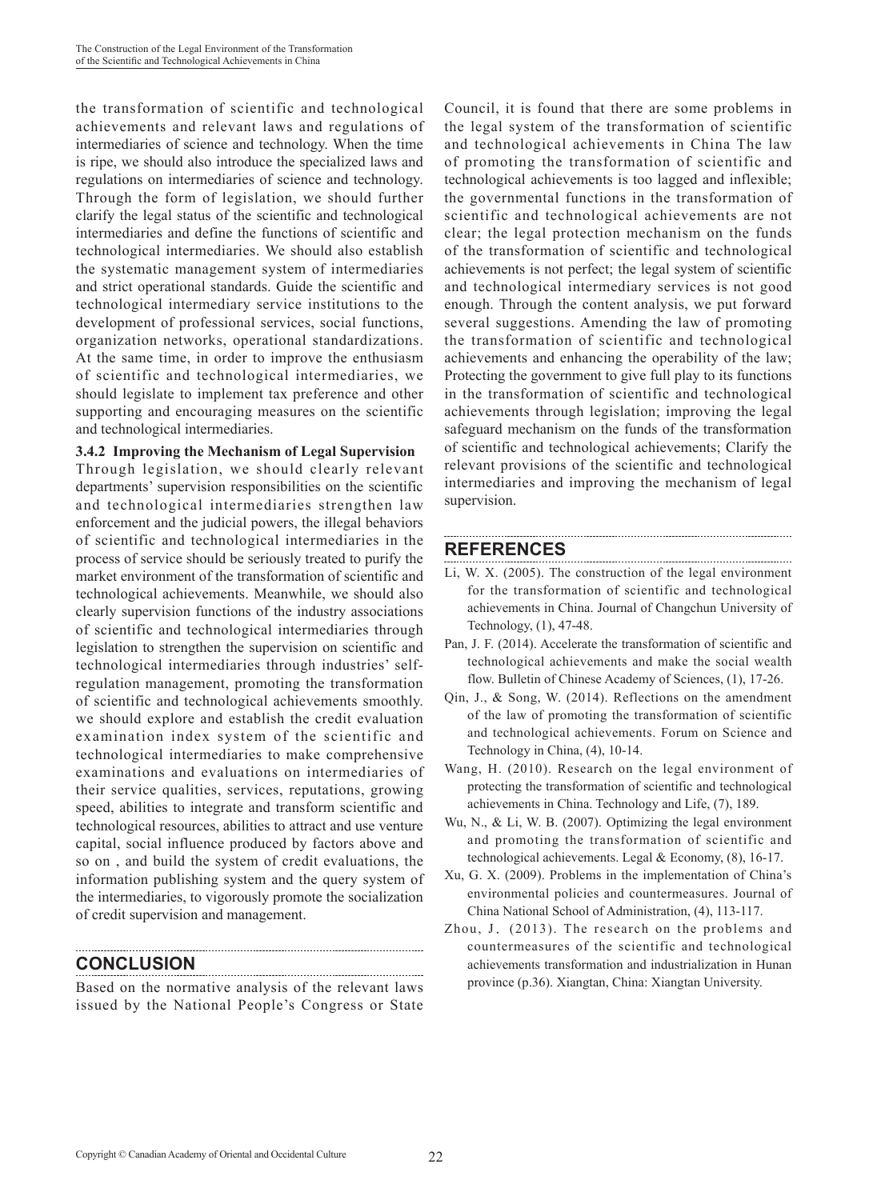the transformation of scientific and technological achievements and relevant laws and regulations of intermediaries of science and technology. When the time is ripe, we should also introduce the specialized laws and regulations on intermediaries of science and technology. Through the form of legislation, we should further clarify the legal status of the scientific and technological intermediaries and define the functions of scientific and technological intermediaries. We should also establish the systematic management system of intermediaries and strict operational standards. Guide the scientific and technological intermediary service institutions to the development of professional services, social functions, organization networks, operational standardizations. At the same time, in order to improve the enthusiasm of scientific and technological intermediaries, we should legislate to implement tax preference and other supporting and encouraging measures on the scientific and technological intermediaries.

### 3.4.2 Improving the Mechanism of Legal Supervision

Through legislation, we should clearly relevant departments' supervision responsibilities on the scientific and technological intermediaries strengthen law enforcement and the judicial powers, the illegal behaviors of scientific and technological intermediaries in the process of service should be seriously treated to purify the market environment of the transformation of scientific and technological achievements. Meanwhile, we should also clearly supervision functions of the industry associations of scientific and technological intermediaries through legislation to strengthen the supervision on scientific and technological intermediaries through industries' self-regulation management, promoting the transformation of scientific and technological achievements smoothly. we should explore and establish the credit evaluation examination index system of the scientific and technological intermediaries to make comprehensive examinations and evaluations on intermediaries of their service qualities, services, reputations, growing speed, abilities to integrate and transform scientific and technological resources, abilities to attract and use venture capital, social influence produced by factors above and so on , and build the system of credit evaluations, the information publishing system and the query system of the intermediaries, to vigorously promote the socialization of credit supervision and management.

## CONCLUSION

Based on the normative analysis of the relevant laws issued by the National People's Congress or State Council, it is found that there are some problems in the legal system of the transformation of scientific and technological achievements in China The law of promoting the transformation of scientific and technological achievements is too lagged and inflexible; the governmental functions in the transformation of scientific and technological achievements are not clear; the legal protection mechanism on the funds of the transformation of scientific and technological achievements is not perfect; the legal system of scientific and technological intermediary services is not good enough. Through the content analysis, we put forward several suggestions. Amending the law of promoting the transformation of scientific and technological achievements and enhancing the operability of the law; Protecting the government to give full play to its functions in the transformation of scientific and technological achievements through legislation; improving the legal safeguard mechanism on the funds of the transformation of scientific and technological achievements; Clarify the relevant provisions of the scientific and technological intermediaries and improving the mechanism of legal supervision.

## REFERENCES

Li, W. X. (2005). The construction of the legal environment for the transformation of scientific and technological achievements in China. Journal of Changchun University of Technology, (1), 47-48.

Pan, J. F. (2014). Accelerate the transformation of scientific and technological achievements and make the social wealth flow. Bulletin of Chinese Academy of Sciences, (1), 17-26.

Qin, J., & Song, W. (2014). Reflections on the amendment of the law of promoting the transformation of scientific and technological achievements. Forum on Science and Technology in China, (4), 10-14.

Wang, H. (2010). Research on the legal environment of protecting the transformation of scientific and technological achievements in China. Technology and Life, (7), 189.

Wu, N., & Li, W. B. (2007). Optimizing the legal environment and promoting the transformation of scientific and technological achievements. Legal & Economy, (8), 16-17.

Xu, G. X. (2009). Problems in the implementation of China's environmental policies and countermeasures. Journal of China National School of Administration, (4), 113-117.

Zhou, J. (2013). The research on the problems and countermeasures of the scientific and technological achievements transformation and industrialization in Hunan province (p.36). Xiangtan, China: Xiangtan University.